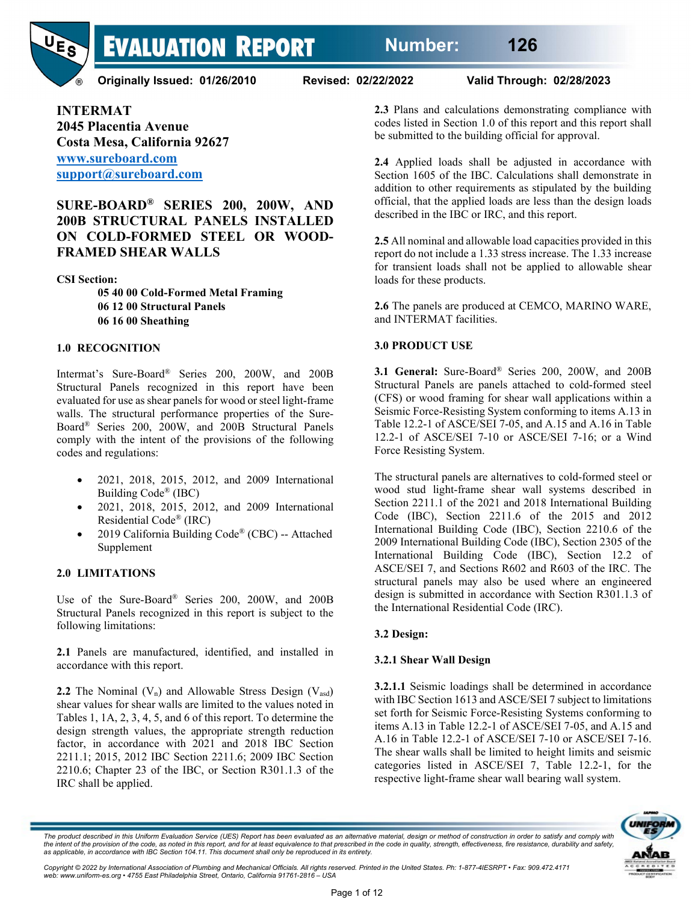# EVALUATION REPORT

**Number: 126**

**Originally Issued: 01/26/2010 Revised: 02/22/2022 Valid Through: 02/28/2023**

**INTERMAT**
**2045 Placentia Avenue**
**Costa Mesa, California 92627**
**www.sureboard.com**
**support@sureboard.com**

## SURE-BOARD® SERIES 200, 200W, AND 200B STRUCTURAL PANELS INSTALLED ON COLD-FORMED STEEL OR WOOD-FRAMED SHEAR WALLS

**CSI Section:**

**05 40 00 Cold-Formed Metal Framing**
**06 12 00 Structural Panels**
**06 16 00 Sheathing**

### 1.0 RECOGNITION

Intermat's Sure-Board® Series 200, 200W, and 200B Structural Panels recognized in this report have been evaluated for use as shear panels for wood or steel light-frame walls. The structural performance properties of the Sure-Board® Series 200, 200W, and 200B Structural Panels comply with the intent of the provisions of the following codes and regulations:

- 2021, 2018, 2015, 2012, and 2009 International Building Code® (IBC)
- 2021, 2018, 2015, 2012, and 2009 International Residential Code® (IRC)
- 2019 California Building Code® (CBC) -- Attached Supplement

### 2.0 LIMITATIONS

Use of the Sure-Board® Series 200, 200W, and 200B Structural Panels recognized in this report is subject to the following limitations:

**2.1** Panels are manufactured, identified, and installed in accordance with this report.

**2.2** The Nominal ($V_n$) and Allowable Stress Design ($V_{asd}$) shear values for shear walls are limited to the values noted in Tables 1, 1A, 2, 3, 4, 5, and 6 of this report. To determine the design strength values, the appropriate strength reduction factor, in accordance with 2021 and 2018 IBC Section 2211.1; 2015, 2012 IBC Section 2211.6; 2009 IBC Section 2210.6; Chapter 23 of the IBC, or Section R301.1.3 of the IRC shall be applied.

**2.3** Plans and calculations demonstrating compliance with codes listed in Section 1.0 of this report and this report shall be submitted to the building official for approval.

**2.4** Applied loads shall be adjusted in accordance with Section 1605 of the IBC. Calculations shall demonstrate in addition to other requirements as stipulated by the building official, that the applied loads are less than the design loads described in the IBC or IRC, and this report.

**2.5** All nominal and allowable load capacities provided in this report do not include a 1.33 stress increase. The 1.33 increase for transient loads shall not be applied to allowable shear loads for these products.

**2.6** The panels are produced at CEMCO, MARINO WARE, and INTERMAT facilities.

### 3.0 PRODUCT USE

**3.1 General:** Sure-Board® Series 200, 200W, and 200B Structural Panels are panels attached to cold-formed steel (CFS) or wood framing for shear wall applications within a Seismic Force-Resisting System conforming to items A.13 in Table 12.2-1 of ASCE/SEI 7-05, and A.15 and A.16 in Table 12.2-1 of ASCE/SEI 7-10 or ASCE/SEI 7-16; or a Wind Force Resisting System.

The structural panels are alternatives to cold-formed steel or wood stud light-frame shear wall systems described in Section 2211.1 of the 2021 and 2018 International Building Code (IBC), Section 2211.6 of the 2015 and 2012 International Building Code (IBC), Section 2210.6 of the 2009 International Building Code (IBC), Section 2305 of the International Building Code (IBC), Section 12.2 of ASCE/SEI 7, and Sections R602 and R603 of the IRC. The structural panels may also be used where an engineered design is submitted in accordance with Section R301.1.3 of the International Residential Code (IRC).

**3.2 Design:**

**3.2.1 Shear Wall Design**

**3.2.1.1** Seismic loadings shall be determined in accordance with IBC Section 1613 and ASCE/SEI 7 subject to limitations set forth for Seismic Force-Resisting Systems conforming to items A.13 in Table 12.2-1 of ASCE/SEI 7-05, and A.15 and A.16 in Table 12.2-1 of ASCE/SEI 7-10 or ASCE/SEI 7-16. The shear walls shall be limited to height limits and seismic categories listed in ASCE/SEI 7, Table 12.2-1, for the respective light-frame shear wall bearing wall system.

*The product described in this Uniform Evaluation Service (UES) Report has been evaluated as an alternative material, design or method of construction in order to satisfy and comply with the intent of the provision of the code, as noted in this report, and for at least equivalence to that prescribed in the code in quality, strength, effectiveness, fire resistance, durability and safety, as applicable, in accordance with IBC Section 104.11. This document shall only be reproduced in its entirety.*

*Copyright © 2022 by International Association of Plumbing and Mechanical Officials. All rights reserved. Printed in the United States. Ph: 1-877-4IESRPT • Fax: 909.472.4171 web: www.uniform-es.org • 4755 East Philadelphia Street, Ontario, California 91761-2816 – USA*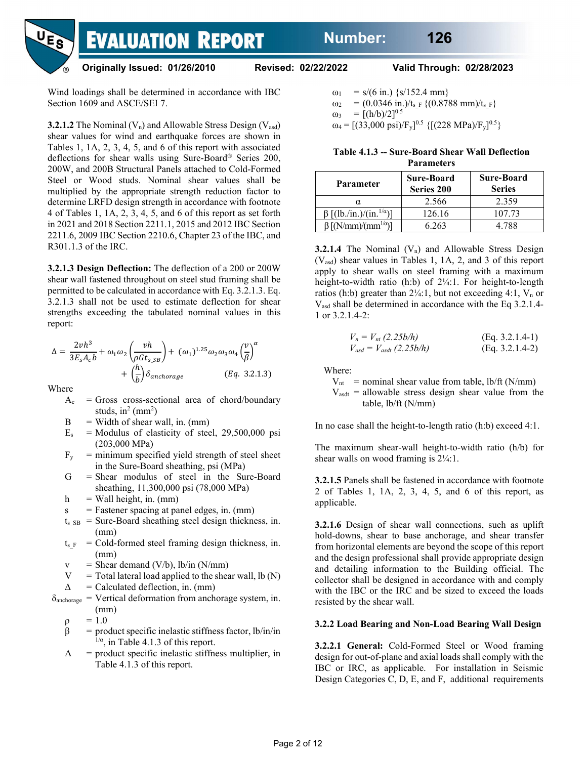Wind loadings shall be determined in accordance with IBC Section 1609 and ASCE/SEI 7.

**3.2.1.2** The Nominal ($V_n$) and Allowable Stress Design ($V_{asd}$) shear values for wind and earthquake forces are shown in Tables 1, 1A, 2, 3, 4, 5, and 6 of this report with associated deflections for shear walls using Sure-Board® Series 200, 200W, and 200B Structural Panels attached to Cold-Formed Steel or Wood studs. Nominal shear values shall be multiplied by the appropriate strength reduction factor to determine LRFD design strength in accordance with footnote 4 of Tables 1, 1A, 2, 3, 4, 5, and 6 of this report as set forth in 2021 and 2018 Section 2211.1, 2015 and 2012 IBC Section 2211.6, 2009 IBC Section 2210.6, Chapter 23 of the IBC, and R301.1.3 of the IRC.

**3.2.1.3 Design Deflection:** The deflection of a 200 or 200W shear wall fastened throughout on steel stud framing shall be permitted to be calculated in accordance with Eq. 3.2.1.3. Eq. 3.2.1.3 shall not be used to estimate deflection for shear strengths exceeding the tabulated nominal values in this report:

$$\Delta = \frac{2vh^3}{3E_sA_cb} + \omega_1\omega_2\left(\frac{vh}{\rho G t_{s\_SB}}\right) + (\omega_1)^{1.25}\omega_2\omega_3\omega_4\left(\frac{v}{\beta}\right)^{\alpha} + \left(\frac{h}{b}\right)\delta_{anchorage} \qquad (Eq.\ 3.2.1.3)$$

Where

- $A_c$ = Gross cross-sectional area of chord/boundary studs, in² (mm²)
- B = Width of shear wall, in. (mm)
- $E_s$ = Modulus of elasticity of steel, 29,500,000 psi (203,000 MPa)
- $F_y$ = minimum specified yield strength of steel sheet in the Sure-Board sheathing, psi (MPa)
- G = Shear modulus of steel in the Sure-Board sheathing, 11,300,000 psi (78,000 MPa)
- h = Wall height, in. (mm)
- s = Fastener spacing at panel edges, in. (mm)
- $t_{s\_SB}$ = Sure-Board sheathing steel design thickness, in. (mm)
- $t_{s\_F}$ = Cold-formed steel framing design thickness, in. (mm)
- v = Shear demand (V/b), lb/in (N/mm)
- V = Total lateral load applied to the shear wall, lb (N)
- Δ = Calculated deflection, in. (mm)
- $\delta_{anchorage}$ = Vertical deformation from anchorage system, in. (mm)
- ρ = 1.0
- β = product specific inelastic stiffness factor, lb/in/in $^{1/\alpha}$, in Table 4.1.3 of this report.
- A = product specific inelastic stiffness multiplier, in Table 4.1.3 of this report.

- $\omega_1$ = s/(6 in.) {s/152.4 mm}
- $\omega_2$ = (0.0346 in.)/$t_{s\_F}$ {(0.8788 mm)/$t_{s\_F}$}
- $\omega_3$ = $[(h/b)/2]^{0.5}$
- $\omega_4$ = $[(33{,}000\ psi)/F_y]^{0.5}$ {$[(228\ MPa)/F_y]^{0.5}$}

**Table 4.1.3 -- Sure-Board Shear Wall Deflection Parameters**

| Parameter | Sure-Board Series 200 | Sure-Board Series |
|---|---|---|
| α | 2.566 | 2.359 |
| β [(lb./in.)/(in.$^{1/\alpha}$)] | 126.16 | 107.73 |
| β [(N/mm)/(mm$^{1/\alpha}$)] | 6.263 | 4.788 |

**3.2.1.4** The Nominal ($V_n$) and Allowable Stress Design ($V_{asd}$) shear values in Tables 1, 1A, 2, and 3 of this report apply to shear walls on steel framing with a maximum height-to-width ratio (h:b) of 2¼:1. For height-to-length ratios (h:b) greater than 2¼:1, but not exceeding 4:1, $V_n$ or $V_{asd}$ shall be determined in accordance with the Eq 3.2.1.4-1 or 3.2.1.4-2:

$$V_n = V_{nt}\ (2.25b/h) \qquad (Eq.\ 3.2.1.4\text{-}1)$$

$$V_{asd} = V_{asdt}\ (2.25b/h) \qquad (Eq.\ 3.2.1.4\text{-}2)$$

Where:

- $V_{nt}$ = nominal shear value from table, lb/ft (N/mm)
- $V_{asdt}$ = allowable stress design shear value from the table, lb/ft (N/mm)

In no case shall the height-to-length ratio (h:b) exceed 4:1.

The maximum shear-wall height-to-width ratio (h/b) for shear walls on wood framing is 2¼:1.

**3.2.1.5** Panels shall be fastened in accordance with footnote 2 of Tables 1, 1A, 2, 3, 4, 5, and 6 of this report, as applicable.

**3.2.1.6** Design of shear wall connections, such as uplift hold-downs, shear to base anchorage, and shear transfer from horizontal elements are beyond the scope of this report and the design professional shall provide appropriate design and detailing information to the Building official. The collector shall be designed in accordance with and comply with the IBC or the IRC and be sized to exceed the loads resisted by the shear wall.

### 3.2.2 Load Bearing and Non-Load Bearing Wall Design

**3.2.2.1 General:** Cold-Formed Steel or Wood framing design for out-of-plane and axial loads shall comply with the IBC or IRC, as applicable. For installation in Seismic Design Categories C, D, E, and F, additional requirements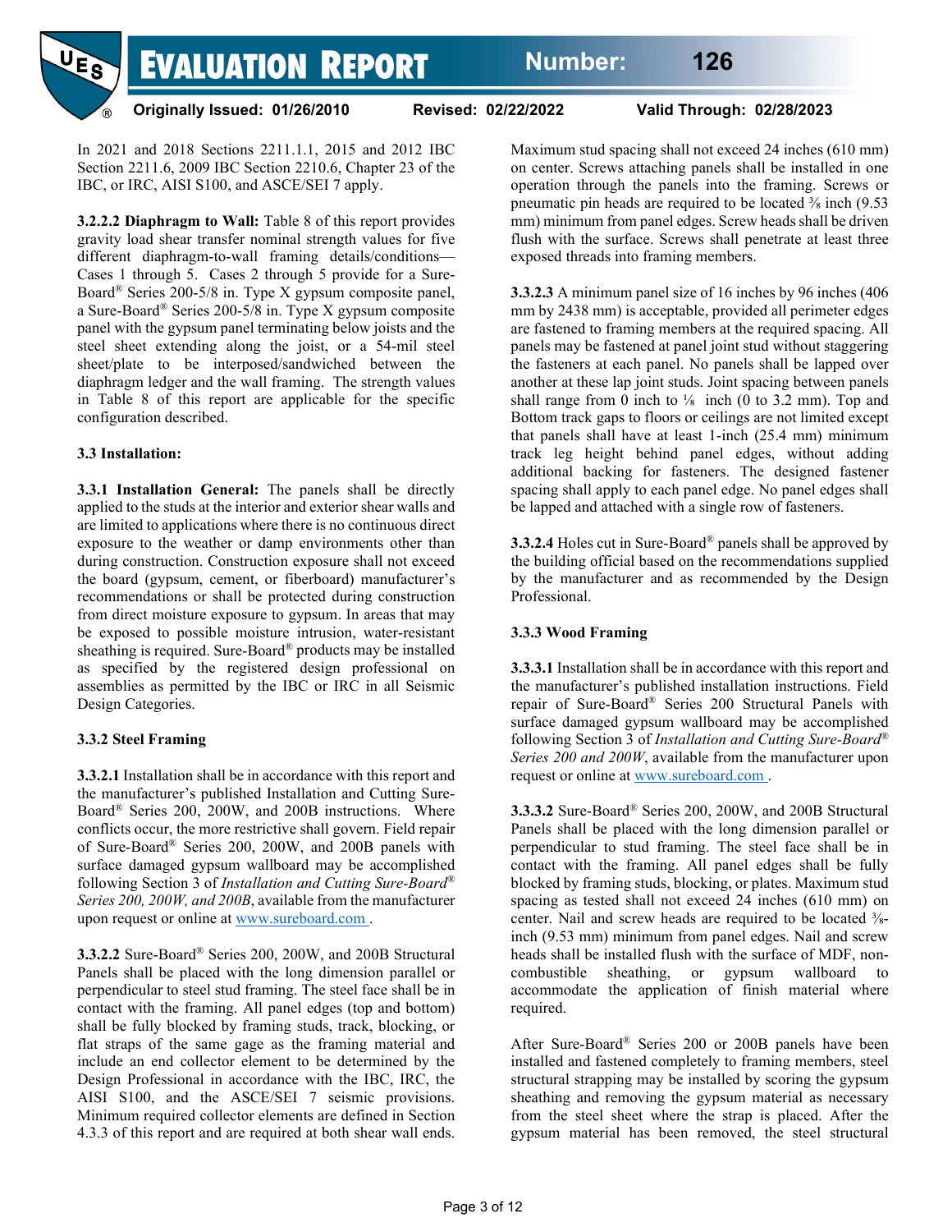In 2021 and 2018 Sections 2211.1.1, 2015 and 2012 IBC Section 2211.6, 2009 IBC Section 2210.6, Chapter 23 of the IBC, or IRC, AISI S100, and ASCE/SEI 7 apply.

**3.2.2.2 Diaphragm to Wall:** Table 8 of this report provides gravity load shear transfer nominal strength values for five different diaphragm-to-wall framing details/conditions—Cases 1 through 5. Cases 2 through 5 provide for a Sure-Board® Series 200-5/8 in. Type X gypsum composite panel, a Sure-Board® Series 200-5/8 in. Type X gypsum composite panel with the gypsum panel terminating below joists and the steel sheet extending along the joist, or a 54-mil steel sheet/plate to be interposed/sandwiched between the diaphragm ledger and the wall framing. The strength values in Table 8 of this report are applicable for the specific configuration described.

**3.3 Installation:**

**3.3.1 Installation General:** The panels shall be directly applied to the studs at the interior and exterior shear walls and are limited to applications where there is no continuous direct exposure to the weather or damp environments other than during construction. Construction exposure shall not exceed the board (gypsum, cement, or fiberboard) manufacturer's recommendations or shall be protected during construction from direct moisture exposure to gypsum. In areas that may be exposed to possible moisture intrusion, water-resistant sheathing is required. Sure-Board® products may be installed as specified by the registered design professional on assemblies as permitted by the IBC or IRC in all Seismic Design Categories.

**3.3.2 Steel Framing**

**3.3.2.1** Installation shall be in accordance with this report and the manufacturer's published Installation and Cutting Sure-Board® Series 200, 200W, and 200B instructions. Where conflicts occur, the more restrictive shall govern. Field repair of Sure-Board® Series 200, 200W, and 200B panels with surface damaged gypsum wallboard may be accomplished following Section 3 of *Installation and Cutting Sure-Board® Series 200, 200W, and 200B*, available from the manufacturer upon request or online at www.sureboard.com .

**3.3.2.2** Sure-Board® Series 200, 200W, and 200B Structural Panels shall be placed with the long dimension parallel or perpendicular to steel stud framing. The steel face shall be in contact with the framing. All panel edges (top and bottom) shall be fully blocked by framing studs, track, blocking, or flat straps of the same gage as the framing material and include an end collector element to be determined by the Design Professional in accordance with the IBC, IRC, the AISI S100, and the ASCE/SEI 7 seismic provisions. Minimum required collector elements are defined in Section 4.3.3 of this report and are required at both shear wall ends.

Maximum stud spacing shall not exceed 24 inches (610 mm) on center. Screws attaching panels shall be installed in one operation through the panels into the framing. Screws or pneumatic pin heads are required to be located ⅜ inch (9.53 mm) minimum from panel edges. Screw heads shall be driven flush with the surface. Screws shall penetrate at least three exposed threads into framing members.

**3.3.2.3** A minimum panel size of 16 inches by 96 inches (406 mm by 2438 mm) is acceptable, provided all perimeter edges are fastened to framing members at the required spacing. All panels may be fastened at panel joint stud without staggering the fasteners at each panel. No panels shall be lapped over another at these lap joint studs. Joint spacing between panels shall range from 0 inch to ⅛ inch (0 to 3.2 mm). Top and Bottom track gaps to floors or ceilings are not limited except that panels shall have at least 1-inch (25.4 mm) minimum track leg height behind panel edges, without adding additional backing for fasteners. The designed fastener spacing shall apply to each panel edge. No panel edges shall be lapped and attached with a single row of fasteners.

**3.3.2.4** Holes cut in Sure-Board® panels shall be approved by the building official based on the recommendations supplied by the manufacturer and as recommended by the Design Professional.

**3.3.3 Wood Framing**

**3.3.3.1** Installation shall be in accordance with this report and the manufacturer's published installation instructions. Field repair of Sure-Board® Series 200 Structural Panels with surface damaged gypsum wallboard may be accomplished following Section 3 of *Installation and Cutting Sure-Board® Series 200 and 200W*, available from the manufacturer upon request or online at www.sureboard.com .

**3.3.3.2** Sure-Board® Series 200, 200W, and 200B Structural Panels shall be placed with the long dimension parallel or perpendicular to stud framing. The steel face shall be in contact with the framing. All panel edges shall be fully blocked by framing studs, blocking, or plates. Maximum stud spacing as tested shall not exceed 24 inches (610 mm) on center. Nail and screw heads are required to be located ⅜-inch (9.53 mm) minimum from panel edges. Nail and screw heads shall be installed flush with the surface of MDF, non-combustible sheathing, or gypsum wallboard to accommodate the application of finish material where required.

After Sure-Board® Series 200 or 200B panels have been installed and fastened completely to framing members, steel structural strapping may be installed by scoring the gypsum sheathing and removing the gypsum material as necessary from the steel sheet where the strap is placed. After the gypsum material has been removed, the steel structural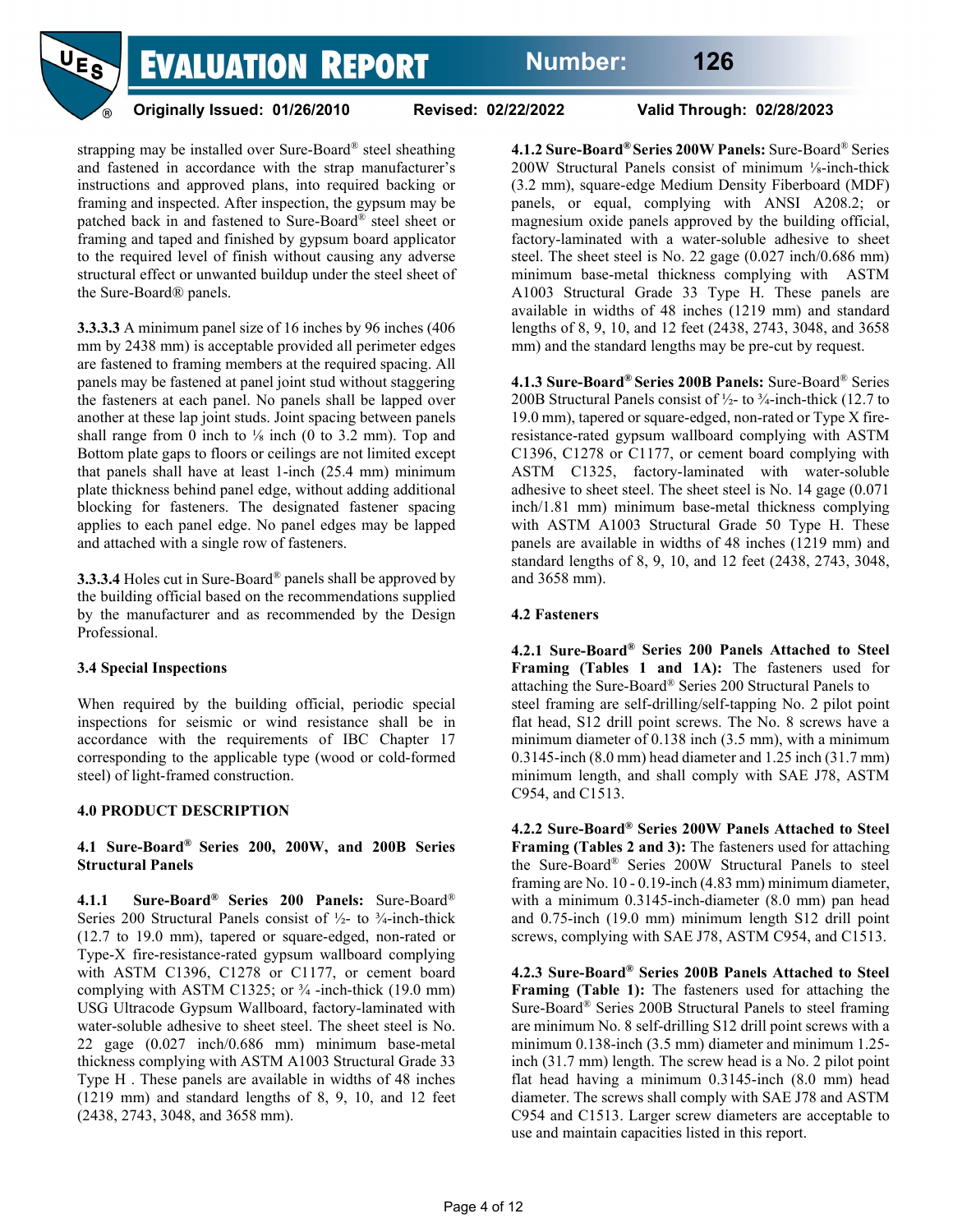strapping may be installed over Sure-Board® steel sheathing and fastened in accordance with the strap manufacturer's instructions and approved plans, into required backing or framing and inspected. After inspection, the gypsum may be patched back in and fastened to Sure-Board® steel sheet or framing and taped and finished by gypsum board applicator to the required level of finish without causing any adverse structural effect or unwanted buildup under the steel sheet of the Sure-Board® panels.

**3.3.3.3** A minimum panel size of 16 inches by 96 inches (406 mm by 2438 mm) is acceptable provided all perimeter edges are fastened to framing members at the required spacing. All panels may be fastened at panel joint stud without staggering the fasteners at each panel. No panels shall be lapped over another at these lap joint studs. Joint spacing between panels shall range from 0 inch to ⅛ inch (0 to 3.2 mm). Top and Bottom plate gaps to floors or ceilings are not limited except that panels shall have at least 1-inch (25.4 mm) minimum plate thickness behind panel edge, without adding additional blocking for fasteners. The designated fastener spacing applies to each panel edge. No panel edges may be lapped and attached with a single row of fasteners.

**3.3.3.4** Holes cut in Sure-Board® panels shall be approved by the building official based on the recommendations supplied by the manufacturer and as recommended by the Design Professional.

### 3.4 Special Inspections

When required by the building official, periodic special inspections for seismic or wind resistance shall be in accordance with the requirements of IBC Chapter 17 corresponding to the applicable type (wood or cold-formed steel) of light-framed construction.

## 4.0 PRODUCT DESCRIPTION

### 4.1 Sure-Board® Series 200, 200W, and 200B Series Structural Panels

**4.1.1 Sure-Board® Series 200 Panels:** Sure-Board® Series 200 Structural Panels consist of ½- to ¾-inch-thick (12.7 to 19.0 mm), tapered or square-edged, non-rated or Type-X fire-resistance-rated gypsum wallboard complying with ASTM C1396, C1278 or C1177, or cement board complying with ASTM C1325; or ¾ -inch-thick (19.0 mm) USG Ultracode Gypsum Wallboard, factory-laminated with water-soluble adhesive to sheet steel. The sheet steel is No. 22 gage (0.027 inch/0.686 mm) minimum base-metal thickness complying with ASTM A1003 Structural Grade 33 Type H . These panels are available in widths of 48 inches (1219 mm) and standard lengths of 8, 9, 10, and 12 feet (2438, 2743, 3048, and 3658 mm).

**4.1.2 Sure-Board® Series 200W Panels:** Sure-Board® Series 200W Structural Panels consist of minimum ⅛-inch-thick (3.2 mm), square-edge Medium Density Fiberboard (MDF) panels, or equal, complying with ANSI A208.2; or magnesium oxide panels approved by the building official, factory-laminated with a water-soluble adhesive to sheet steel. The sheet steel is No. 22 gage (0.027 inch/0.686 mm) minimum base-metal thickness complying with ASTM A1003 Structural Grade 33 Type H. These panels are available in widths of 48 inches (1219 mm) and standard lengths of 8, 9, 10, and 12 feet (2438, 2743, 3048, and 3658 mm) and the standard lengths may be pre-cut by request.

**4.1.3 Sure-Board® Series 200B Panels:** Sure-Board® Series 200B Structural Panels consist of ½- to ¾-inch-thick (12.7 to 19.0 mm), tapered or square-edged, non-rated or Type X fire-resistance-rated gypsum wallboard complying with ASTM C1396, C1278 or C1177, or cement board complying with ASTM C1325, factory-laminated with water-soluble adhesive to sheet steel. The sheet steel is No. 14 gage (0.071 inch/1.81 mm) minimum base-metal thickness complying with ASTM A1003 Structural Grade 50 Type H. These panels are available in widths of 48 inches (1219 mm) and standard lengths of 8, 9, 10, and 12 feet (2438, 2743, 3048, and 3658 mm).

### 4.2 Fasteners

**4.2.1 Sure-Board® Series 200 Panels Attached to Steel Framing (Tables 1 and 1A):** The fasteners used for attaching the Sure-Board® Series 200 Structural Panels to steel framing are self-drilling/self-tapping No. 2 pilot point flat head, S12 drill point screws. The No. 8 screws have a minimum diameter of 0.138 inch (3.5 mm), with a minimum 0.3145-inch (8.0 mm) head diameter and 1.25 inch (31.7 mm) minimum length, and shall comply with SAE J78, ASTM C954, and C1513.

**4.2.2 Sure-Board® Series 200W Panels Attached to Steel Framing (Tables 2 and 3):** The fasteners used for attaching the Sure-Board® Series 200W Structural Panels to steel framing are No. 10 - 0.19-inch (4.83 mm) minimum diameter, with a minimum 0.3145-inch-diameter (8.0 mm) pan head and 0.75-inch (19.0 mm) minimum length S12 drill point screws, complying with SAE J78, ASTM C954, and C1513.

**4.2.3 Sure-Board® Series 200B Panels Attached to Steel Framing (Table 1):** The fasteners used for attaching the Sure-Board® Series 200B Structural Panels to steel framing are minimum No. 8 self-drilling S12 drill point screws with a minimum 0.138-inch (3.5 mm) diameter and minimum 1.25-inch (31.7 mm) length. The screw head is a No. 2 pilot point flat head having a minimum 0.3145-inch (8.0 mm) head diameter. The screws shall comply with SAE J78 and ASTM C954 and C1513. Larger screw diameters are acceptable to use and maintain capacities listed in this report.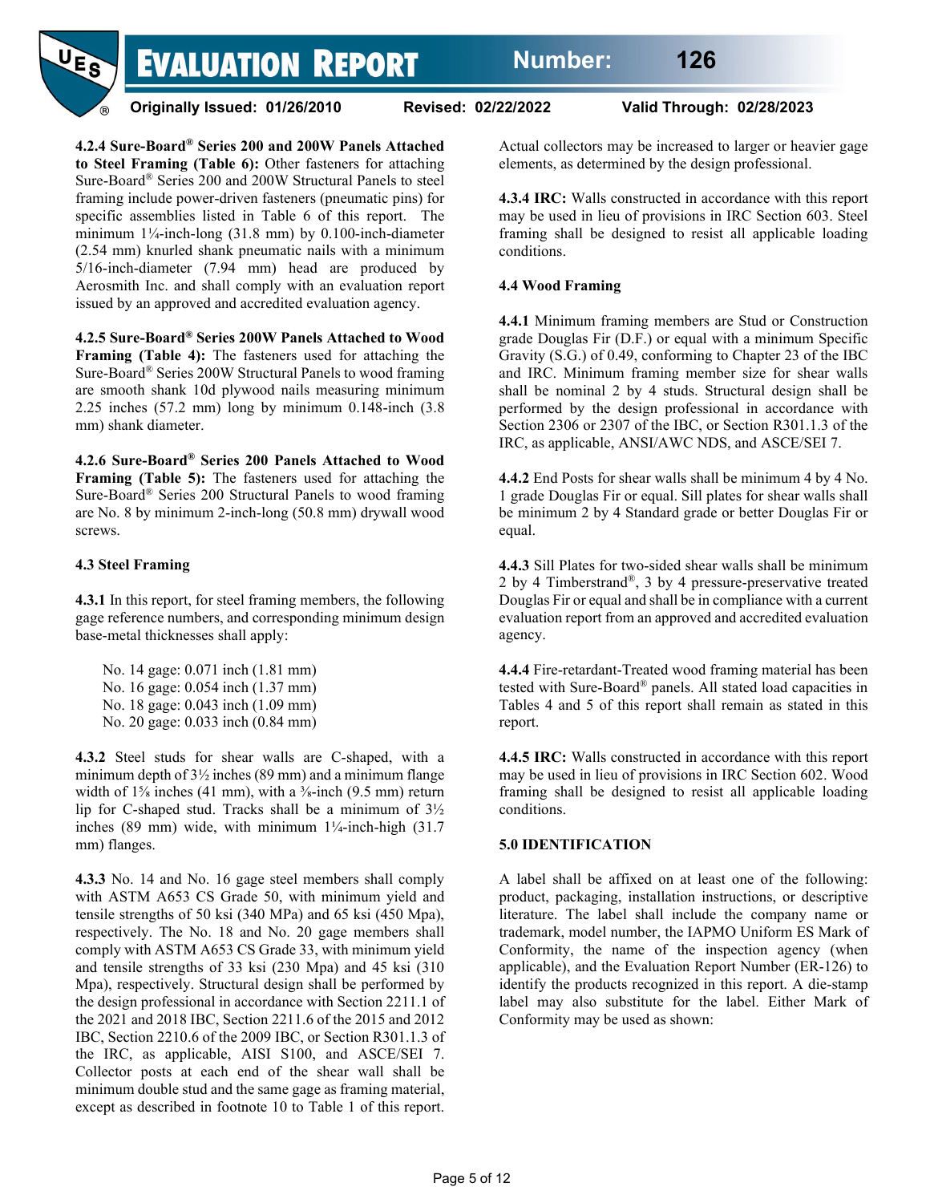**4.2.4 Sure-Board® Series 200 and 200W Panels Attached to Steel Framing (Table 6):** Other fasteners for attaching Sure-Board® Series 200 and 200W Structural Panels to steel framing include power-driven fasteners (pneumatic pins) for specific assemblies listed in Table 6 of this report. The minimum 1¼-inch-long (31.8 mm) by 0.100-inch-diameter (2.54 mm) knurled shank pneumatic nails with a minimum 5/16-inch-diameter (7.94 mm) head are produced by Aerosmith Inc. and shall comply with an evaluation report issued by an approved and accredited evaluation agency.

**4.2.5 Sure-Board® Series 200W Panels Attached to Wood Framing (Table 4):** The fasteners used for attaching the Sure-Board® Series 200W Structural Panels to wood framing are smooth shank 10d plywood nails measuring minimum 2.25 inches (57.2 mm) long by minimum 0.148-inch (3.8 mm) shank diameter.

**4.2.6 Sure-Board® Series 200 Panels Attached to Wood Framing (Table 5):** The fasteners used for attaching the Sure-Board® Series 200 Structural Panels to wood framing are No. 8 by minimum 2-inch-long (50.8 mm) drywall wood screws.

**4.3 Steel Framing**

**4.3.1** In this report, for steel framing members, the following gage reference numbers, and corresponding minimum design base-metal thicknesses shall apply:

No. 14 gage: 0.071 inch (1.81 mm)
No. 16 gage: 0.054 inch (1.37 mm)
No. 18 gage: 0.043 inch (1.09 mm)
No. 20 gage: 0.033 inch (0.84 mm)

**4.3.2** Steel studs for shear walls are C-shaped, with a minimum depth of 3½ inches (89 mm) and a minimum flange width of 1⅝ inches (41 mm), with a ⅜-inch (9.5 mm) return lip for C-shaped stud. Tracks shall be a minimum of 3½ inches (89 mm) wide, with minimum 1¼-inch-high (31.7 mm) flanges.

**4.3.3** No. 14 and No. 16 gage steel members shall comply with ASTM A653 CS Grade 50, with minimum yield and tensile strengths of 50 ksi (340 MPa) and 65 ksi (450 Mpa), respectively. The No. 18 and No. 20 gage members shall comply with ASTM A653 CS Grade 33, with minimum yield and tensile strengths of 33 ksi (230 Mpa) and 45 ksi (310 Mpa), respectively. Structural design shall be performed by the design professional in accordance with Section 2211.1 of the 2021 and 2018 IBC, Section 2211.6 of the 2015 and 2012 IBC, Section 2210.6 of the 2009 IBC, or Section R301.1.3 of the IRC, as applicable, AISI S100, and ASCE/SEI 7. Collector posts at each end of the shear wall shall be minimum double stud and the same gage as framing material, except as described in footnote 10 to Table 1 of this report. Actual collectors may be increased to larger or heavier gage elements, as determined by the design professional.

**4.3.4 IRC:** Walls constructed in accordance with this report may be used in lieu of provisions in IRC Section 603. Steel framing shall be designed to resist all applicable loading conditions.

**4.4 Wood Framing**

**4.4.1** Minimum framing members are Stud or Construction grade Douglas Fir (D.F.) or equal with a minimum Specific Gravity (S.G.) of 0.49, conforming to Chapter 23 of the IBC and IRC. Minimum framing member size for shear walls shall be nominal 2 by 4 studs. Structural design shall be performed by the design professional in accordance with Section 2306 or 2307 of the IBC, or Section R301.1.3 of the IRC, as applicable, ANSI/AWC NDS, and ASCE/SEI 7.

**4.4.2** End Posts for shear walls shall be minimum 4 by 4 No. 1 grade Douglas Fir or equal. Sill plates for shear walls shall be minimum 2 by 4 Standard grade or better Douglas Fir or equal.

**4.4.3** Sill Plates for two-sided shear walls shall be minimum 2 by 4 Timberstrand®, 3 by 4 pressure-preservative treated Douglas Fir or equal and shall be in compliance with a current evaluation report from an approved and accredited evaluation agency.

**4.4.4** Fire-retardant-Treated wood framing material has been tested with Sure-Board® panels. All stated load capacities in Tables 4 and 5 of this report shall remain as stated in this report.

**4.4.5 IRC:** Walls constructed in accordance with this report may be used in lieu of provisions in IRC Section 602. Wood framing shall be designed to resist all applicable loading conditions.

**5.0 IDENTIFICATION**

A label shall be affixed on at least one of the following: product, packaging, installation instructions, or descriptive literature. The label shall include the company name or trademark, model number, the IAPMO Uniform ES Mark of Conformity, the name of the inspection agency (when applicable), and the Evaluation Report Number (ER-126) to identify the products recognized in this report. A die-stamp label may also substitute for the label. Either Mark of Conformity may be used as shown: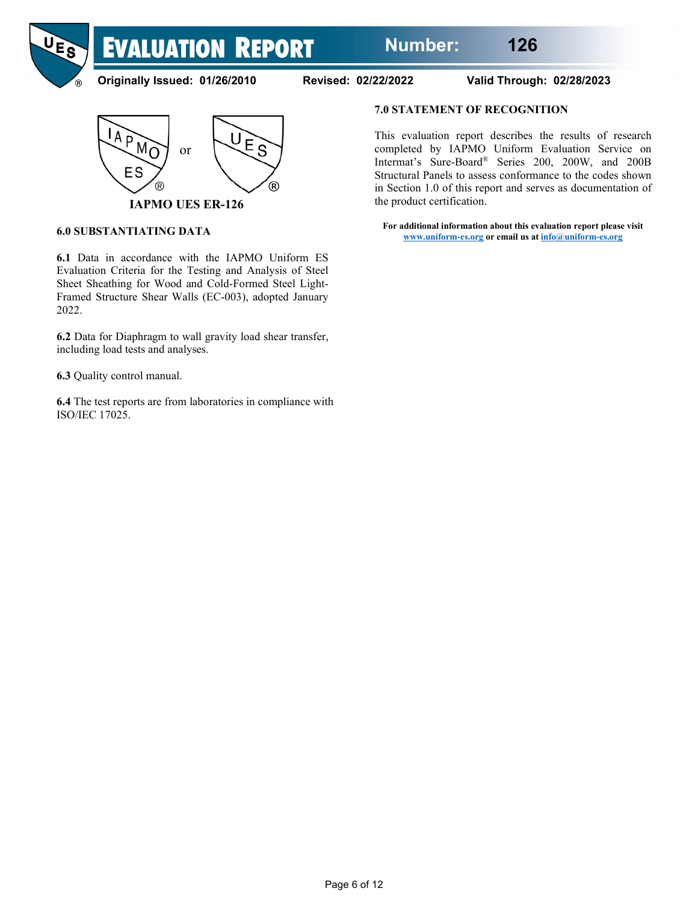IAPMO UES ER-126

## 6.0 SUBSTANTIATING DATA

**6.1** Data in accordance with the IAPMO Uniform ES Evaluation Criteria for the Testing and Analysis of Steel Sheet Sheathing for Wood and Cold-Formed Steel Light-Framed Structure Shear Walls (EC-003), adopted January 2022.

**6.2** Data for Diaphragm to wall gravity load shear transfer, including load tests and analyses.

**6.3** Quality control manual.

**6.4** The test reports are from laboratories in compliance with ISO/IEC 17025.

## 7.0 STATEMENT OF RECOGNITION

This evaluation report describes the results of research completed by IAPMO Uniform Evaluation Service on Intermat's Sure-Board® Series 200, 200W, and 200B Structural Panels to assess conformance to the codes shown in Section 1.0 of this report and serves as documentation of the product certification.

**For additional information about this evaluation report please visit [www.uniform-es.org](http://www.uniform-es.org) or email us at [info@uniform-es.org](mailto:info@uniform-es.org)**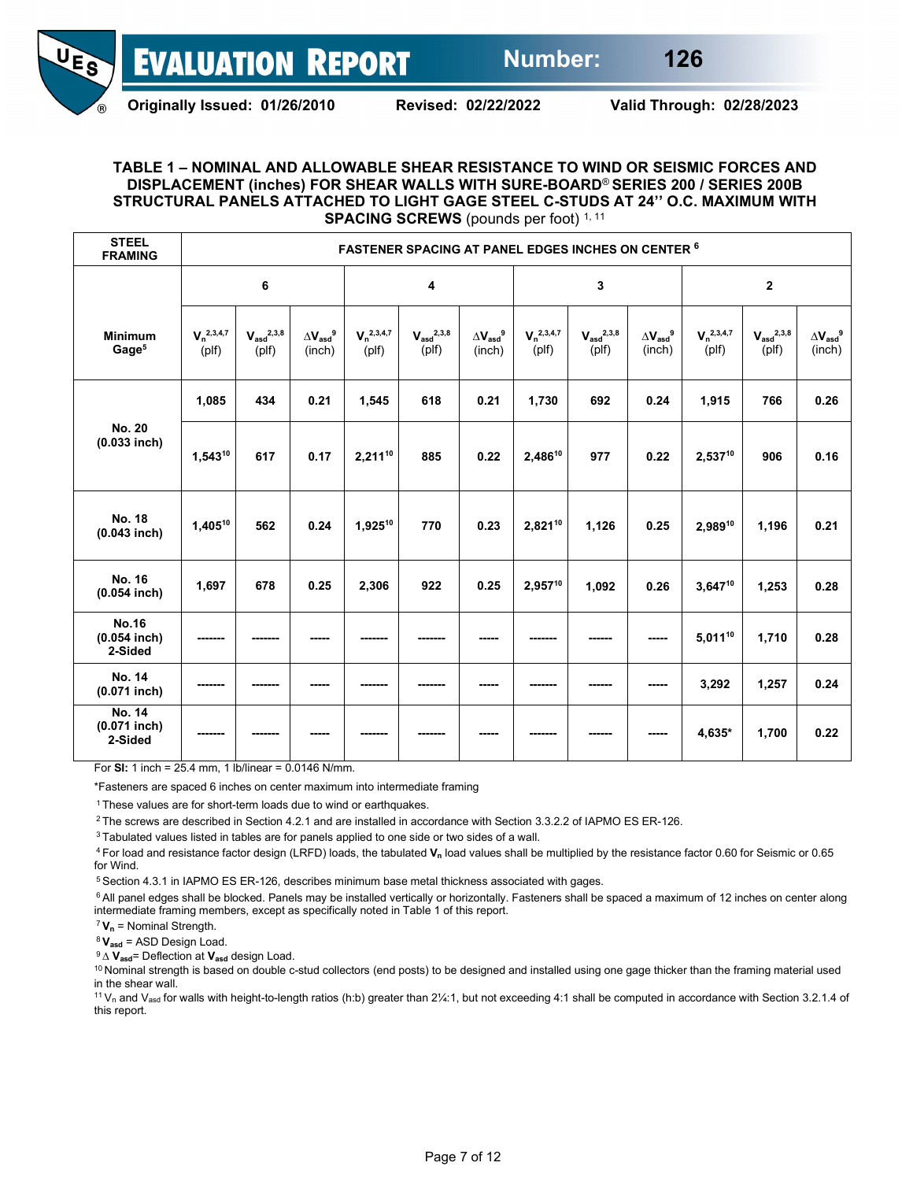### TABLE 1 – NOMINAL AND ALLOWABLE SHEAR RESISTANCE TO WIND OR SEISMIC FORCES AND DISPLACEMENT (inches) FOR SHEAR WALLS WITH SURE-BOARD® SERIES 200 / SERIES 200B STRUCTURAL PANELS ATTACHED TO LIGHT GAGE STEEL C-STUDS AT 24'' O.C. MAXIMUM WITH SPACING SCREWS (pounds per foot) [1, 11]

| STEEL FRAMING | FASTENER SPACING AT PANEL EDGES INCHES ON CENTER [6] | | | | | | | | | | | |
|---|---|---|---|---|---|---|---|---|---|---|---|---|
| | 6 | | | 4 | | | 3 | | | 2 | | |
| Minimum Gage[5] | $V_n$[2,3,4,7] (plf) | $V_{asd}$[2,3,8] (plf) | $\Delta V_{asd}$[9] (inch) | $V_n$[2,3,4,7] (plf) | $V_{asd}$[2,3,8] (plf) | $\Delta V_{asd}$[9] (inch) | $V_n$[2,3,4,7] (plf) | $V_{asd}$[2,3,8] (plf) | $\Delta V_{asd}$[9] (inch) | $V_n$[2,3,4,7] (plf) | $V_{asd}$[2,3,8] (plf) | $\Delta V_{asd}$[9] (inch) |
| No. 20 (0.033 inch) | 1,085 | 434 | 0.21 | 1,545 | 618 | 0.21 | 1,730 | 692 | 0.24 | 1,915 | 766 | 0.26 |
| No. 20 (0.033 inch) | 1,543[10] | 617 | 0.17 | 2,211[10] | 885 | 0.22 | 2,486[10] | 977 | 0.22 | 2,537[10] | 906 | 0.16 |
| No. 18 (0.043 inch) | 1,405[10] | 562 | 0.24 | 1,925[10] | 770 | 0.23 | 2,821[10] | 1,126 | 0.25 | 2,989[10] | 1,196 | 0.21 |
| No. 16 (0.054 inch) | 1,697 | 678 | 0.25 | 2,306 | 922 | 0.25 | 2,957[10] | 1,092 | 0.26 | 3,647[10] | 1,253 | 0.28 |
| No.16 (0.054 inch) 2-Sided | ------- | ------- | ----- | ------- | ------- | ----- | ------- | ------ | ----- | 5,011[10] | 1,710 | 0.28 |
| No. 14 (0.071 inch) | ------- | ------- | ----- | ------- | ------- | ----- | ------- | ------ | ----- | 3,292 | 1,257 | 0.24 |
| No. 14 (0.071 inch) 2-Sided | ------- | ------- | ----- | ------- | ------- | ----- | ------- | ------ | ----- | 4,635* | 1,700 | 0.22 |

For **SI:** 1 inch = 25.4 mm, 1 lb/linear = 0.0146 N/mm.

*Fasteners are spaced 6 inches on center maximum into intermediate framing

[1] These values are for short-term loads due to wind or earthquakes.

[2] The screws are described in Section 4.2.1 and are installed in accordance with Section 3.3.2.2 of IAPMO ES ER-126.

[3] Tabulated values listed in tables are for panels applied to one side or two sides of a wall.

[4] For load and resistance factor design (LRFD) loads, the tabulated $\mathbf{V_n}$ load values shall be multiplied by the resistance factor 0.60 for Seismic or 0.65 for Wind.

[5] Section 4.3.1 in IAPMO ES ER-126, describes minimum base metal thickness associated with gages.

[6] All panel edges shall be blocked. Panels may be installed vertically or horizontally. Fasteners shall be spaced a maximum of 12 inches on center along intermediate framing members, except as specifically noted in Table 1 of this report.

[7] $\mathbf{V_n}$ = Nominal Strength.

[8] $\mathbf{V_{asd}}$ = ASD Design Load.

[9] $\Delta \mathbf{V_{asd}}$= Deflection at $\mathbf{V_{asd}}$ design Load.

[10] Nominal strength is based on double c-stud collectors (end posts) to be designed and installed using one gage thicker than the framing material used in the shear wall.

[11] $V_n$ and $V_{asd}$ for walls with height-to-length ratios (h:b) greater than 2¼:1, but not exceeding 4:1 shall be computed in accordance with Section 3.2.1.4 of this report.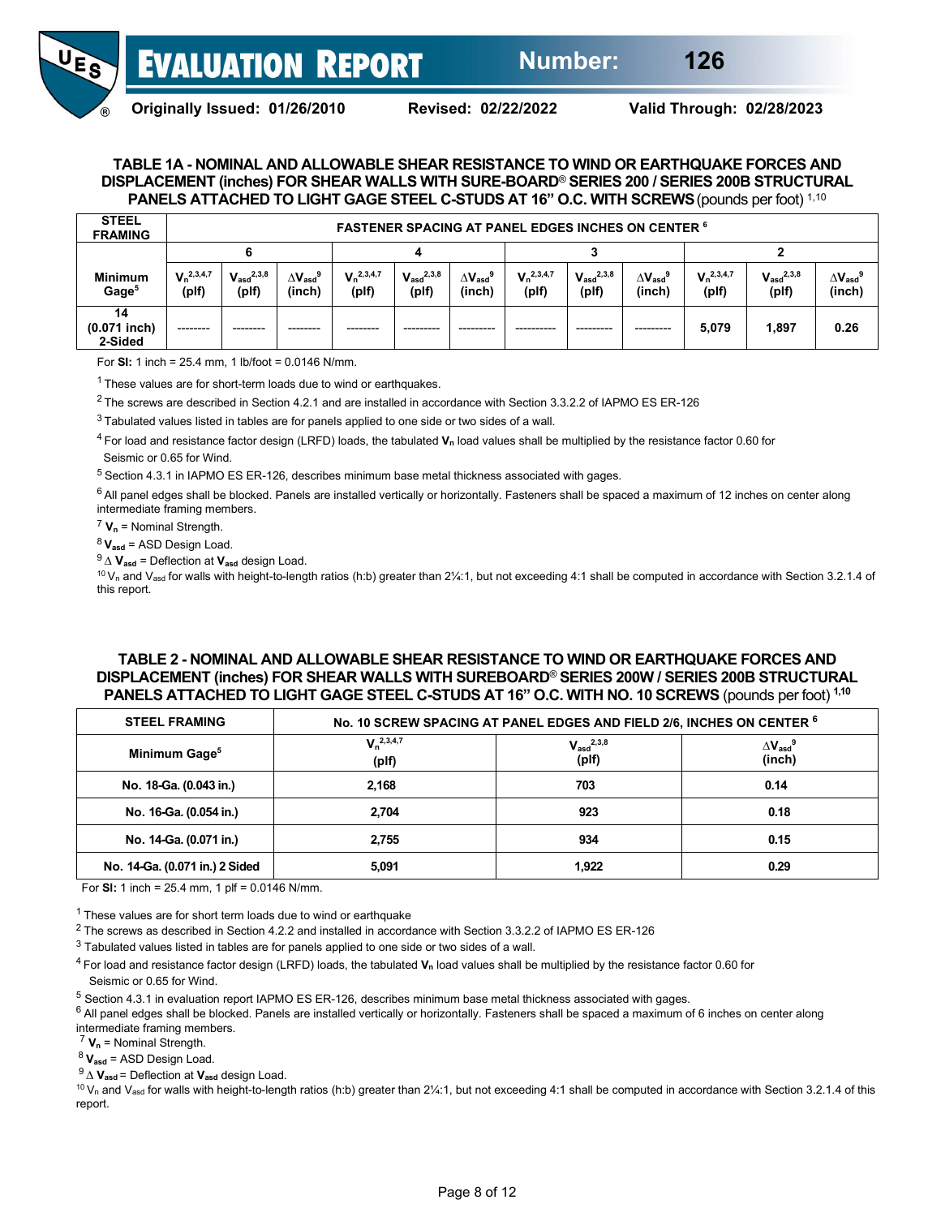### TABLE 1A - NOMINAL AND ALLOWABLE SHEAR RESISTANCE TO WIND OR EARTHQUAKE FORCES AND DISPLACEMENT (inches) FOR SHEAR WALLS WITH SURE-BOARD® SERIES 200 / SERIES 200B STRUCTURAL PANELS ATTACHED TO LIGHT GAGE STEEL C-STUDS AT 16" O.C. WITH SCREWS (pounds per foot) [1,10]

| STEEL FRAMING | FASTENER SPACING AT PANEL EDGES INCHES ON CENTER [6] | | | | | | | | | | | |
|---|---|---|---|---|---|---|---|---|---|---|---|---|
| | 6 | | | 4 | | | 3 | | | 2 | | |
| Minimum Gage[5] | $V_n$[2,3,4,7] (plf) | $V_{asd}$[2,3,8] (plf) | $\Delta V_{asd}$[9] (inch) | $V_n$[2,3,4,7] (plf) | $V_{asd}$[2,3,8] (plf) | $\Delta V_{asd}$[9] (inch) | $V_n$[2,3,4,7] (plf) | $V_{asd}$[2,3,8] (plf) | $\Delta V_{asd}$[9] (inch) | $V_n$[2,3,4,7] (plf) | $V_{asd}$[2,3,8] (plf) | $\Delta V_{asd}$[9] (inch) |
| 14 (0.071 inch) 2-Sided | -------- | -------- | -------- | -------- | --------- | --------- | ---------- | --------- | --------- | 5,079 | 1,897 | 0.26 |

For **SI:** 1 inch = 25.4 mm, 1 lb/foot = 0.0146 N/mm.

[1] These values are for short-term loads due to wind or earthquakes.

[2] The screws are described in Section 4.2.1 and are installed in accordance with Section 3.3.2.2 of IAPMO ES ER-126

[3] Tabulated values listed in tables are for panels applied to one side or two sides of a wall.

[4] For load and resistance factor design (LRFD) loads, the tabulated $\mathbf{V_n}$ load values shall be multiplied by the resistance factor 0.60 for Seismic or 0.65 for Wind.

[5] Section 4.3.1 in IAPMO ES ER-126, describes minimum base metal thickness associated with gages.

[6] All panel edges shall be blocked. Panels are installed vertically or horizontally. Fasteners shall be spaced a maximum of 12 inches on center along intermediate framing members.

[7] $\mathbf{V_n}$ = Nominal Strength.

[8] $\mathbf{V_{asd}}$ = ASD Design Load.

[9] $\Delta \mathbf{V_{asd}}$ = Deflection at $\mathbf{V_{asd}}$ design Load.

[10] $V_n$ and $V_{asd}$ for walls with height-to-length ratios (h:b) greater than 2¼:1, but not exceeding 4:1 shall be computed in accordance with Section 3.2.1.4 of this report.

### TABLE 2 - NOMINAL AND ALLOWABLE SHEAR RESISTANCE TO WIND OR EARTHQUAKE FORCES AND DISPLACEMENT (inches) FOR SHEAR WALLS WITH SUREBOARD® SERIES 200W / SERIES 200B STRUCTURAL PANELS ATTACHED TO LIGHT GAGE STEEL C-STUDS AT 16" O.C. WITH NO. 10 SCREWS (pounds per foot) [1,10]

| STEEL FRAMING | No. 10 SCREW SPACING AT PANEL EDGES AND FIELD 2/6, INCHES ON CENTER [6] | | |
|---|---|---|---|
| Minimum Gage[5] | $V_n$[2,3,4,7] (plf) | $V_{asd}$[2,3,8] (plf) | $\Delta V_{asd}$[9] (inch) |
| No. 18-Ga. (0.043 in.) | 2,168 | 703 | 0.14 |
| No. 16-Ga. (0.054 in.) | 2,704 | 923 | 0.18 |
| No. 14-Ga. (0.071 in.) | 2,755 | 934 | 0.15 |
| No. 14-Ga. (0.071 in.) 2 Sided | 5,091 | 1,922 | 0.29 |

For **SI:** 1 inch = 25.4 mm, 1 plf = 0.0146 N/mm.

[1] These values are for short term loads due to wind or earthquake

[2] The screws as described in Section 4.2.2 and installed in accordance with Section 3.3.2.2 of IAPMO ES ER-126

[3] Tabulated values listed in tables are for panels applied to one side or two sides of a wall.

[4] For load and resistance factor design (LRFD) loads, the tabulated $\mathbf{V_n}$ load values shall be multiplied by the resistance factor 0.60 for Seismic or 0.65 for Wind.

[5] Section 4.3.1 in evaluation report IAPMO ES ER-126, describes minimum base metal thickness associated with gages.

[6] All panel edges shall be blocked. Panels are installed vertically or horizontally. Fasteners shall be spaced a maximum of 6 inches on center along intermediate framing members.

[7] $\mathbf{V_n}$ = Nominal Strength.

[8] $\mathbf{V_{asd}}$ = ASD Design Load.

[9] $\Delta \mathbf{V_{asd}}$ = Deflection at $\mathbf{V_{asd}}$ design Load.

[10] $V_n$ and $V_{asd}$ for walls with height-to-length ratios (h:b) greater than 2¼:1, but not exceeding 4:1 shall be computed in accordance with Section 3.2.1.4 of this report.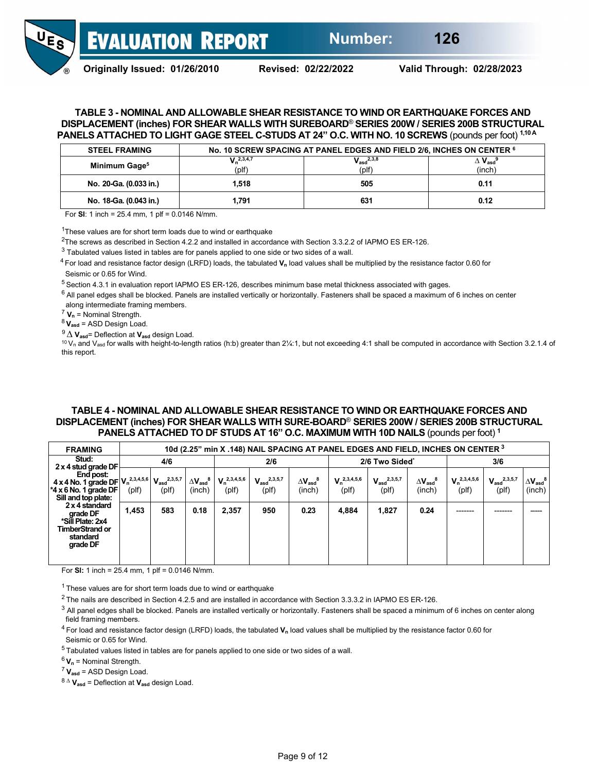**TABLE 3 - NOMINAL AND ALLOWABLE SHEAR RESISTANCE TO WIND OR EARTHQUAKE FORCES AND DISPLACEMENT (inches) FOR SHEAR WALLS WITH SUREBOARD® SERIES 200W / SERIES 200B STRUCTURAL PANELS ATTACHED TO LIGHT GAGE STEEL C-STUDS AT 24" O.C. WITH NO. 10 SCREWS** (pounds per foot) [1,10 A]

| STEEL FRAMING | No. 10 SCREW SPACING AT PANEL EDGES AND FIELD 2/6, INCHES ON CENTER [6] | | |
|---|---|---|---|
| Minimum Gage[5] | $V_n$ [2,3,4,7] (plf) | $V_{asd}$ [2,3,8] (plf) | $\Delta V_{asd}$ [9] (inch) |
| No. 20-Ga. (0.033 in.) | 1,518 | 505 | 0.11 |
| No. 18-Ga. (0.043 in.) | 1,791 | 631 | 0.12 |

For **SI**: 1 inch = 25.4 mm, 1 plf = 0.0146 N/mm.

[1] These values are for short term loads due to wind or earthquake

[2] The screws as described in Section 4.2.2 and installed in accordance with Section 3.3.2.2 of IAPMO ES ER-126.

[3] Tabulated values listed in tables are for panels applied to one side or two sides of a wall.

[4] For load and resistance factor design (LRFD) loads, the tabulated $V_n$ load values shall be multiplied by the resistance factor 0.60 for Seismic or 0.65 for Wind.

[5] Section 4.3.1 in evaluation report IAPMO ES ER-126, describes minimum base metal thickness associated with gages.

[6] All panel edges shall be blocked. Panels are installed vertically or horizontally. Fasteners shall be spaced a maximum of 6 inches on center along intermediate framing members.

[7] $V_n$ = Nominal Strength.

[8] $V_{asd}$ = ASD Design Load.

[9] $\Delta V_{asd}$ = Deflection at $V_{asd}$ design Load.

[10] $V_n$ and $V_{asd}$ for walls with height-to-length ratios (h:b) greater than 2¼:1, but not exceeding 4:1 shall be computed in accordance with Section 3.2.1.4 of this report.

**TABLE 4 - NOMINAL AND ALLOWABLE SHEAR RESISTANCE TO WIND OR EARTHQUAKE FORCES AND DISPLACEMENT (inches) FOR SHEAR WALLS WITH SURE-BOARD® SERIES 200W / SERIES 200B STRUCTURAL PANELS ATTACHED TO DF STUDS AT 16" O.C. MAXIMUM WITH 10D NAILS** (pounds per foot) [1]

| FRAMING | 10d (2.25" min X .148) NAIL SPACING AT PANEL EDGES AND FIELD, INCHES ON CENTER [3] | | | | | | | | | | | |
|---|---|---|---|---|---|---|---|---|---|---|---|---|
| Stud: 2 x 4 stud grade DF End post: 4 x 4 No. 1 grade DF *4 x 6 No. 1 grade DF Sill and top plate: 2 x 4 standard grade DF *Sill Plate: 2x4 TimberStrand or standard grade DF | 4/6 | | | 2/6 | | | 2/6 Two Sided* | | | 3/6 | | |
| | $V_n$ [2,3,4,5,6] (plf) | $V_{asd}$ [2,3,5,7] (plf) | $\Delta V_{asd}$ [8] (inch) | $V_n$ [2,3,4,5,6] (plf) | $V_{asd}$ [2,3,5,7] (plf) | $\Delta V_{asd}$ [8] (inch) | $V_n$ [2,3,4,5,6] (plf) | $V_{asd}$ [2,3,5,7] (plf) | $\Delta V_{asd}$ [8] (inch) | $V_n$ [2,3,4,5,6] (plf) | $V_{asd}$ [2,3,5,7] (plf) | $\Delta V_{asd}$ [8] (inch) |
| | 1,453 | 583 | 0.18 | 2,357 | 950 | 0.23 | 4,884 | 1,827 | 0.24 | ------- | ------- | ----- |

For **SI:** 1 inch = 25.4 mm, 1 plf = 0.0146 N/mm.

[1] These values are for short term loads due to wind or earthquake

[2] The nails are described in Section 4.2.5 and are installed in accordance with Section 3.3.3.2 in IAPMO ES ER-126.

[3] All panel edges shall be blocked. Panels are installed vertically or horizontally. Fasteners shall be spaced a minimum of 6 inches on center along field framing members.

[4] For load and resistance factor design (LRFD) loads, the tabulated $V_n$ load values shall be multiplied by the resistance factor 0.60 for Seismic or 0.65 for Wind.

[5] Tabulated values listed in tables are for panels applied to one side or two sides of a wall.

[6] $V_n$ = Nominal Strength.

[7] $V_{asd}$ = ASD Design Load.

[8] $\Delta V_{asd}$ = Deflection at $V_{asd}$ design Load.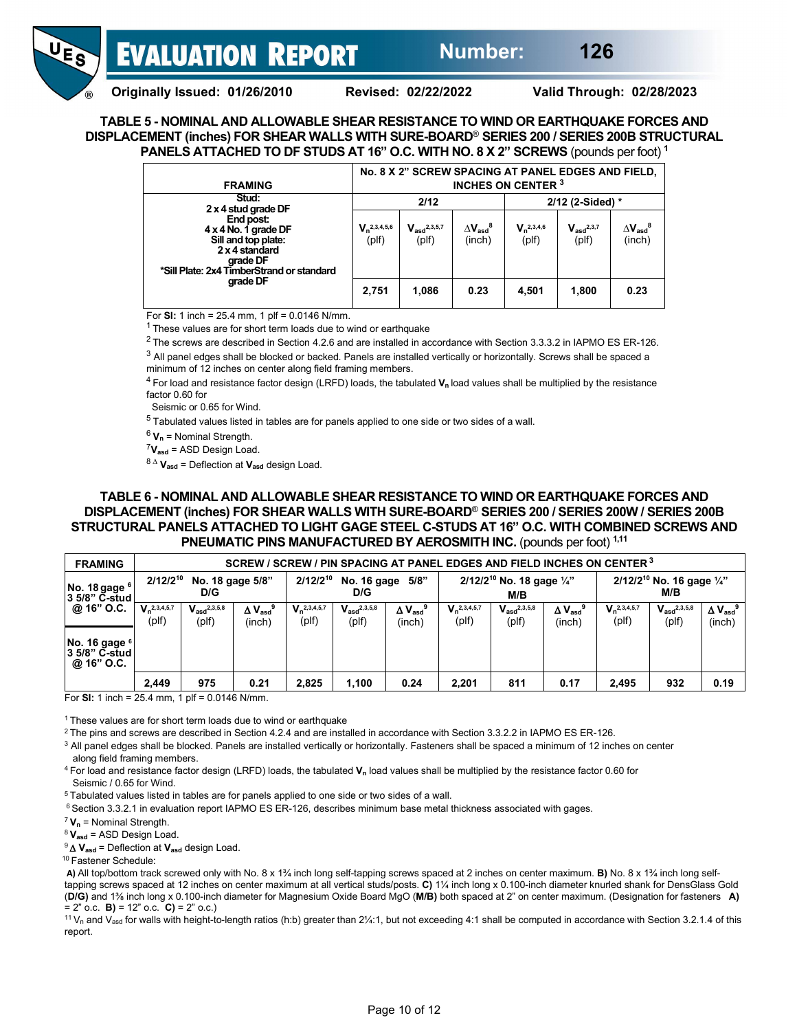## TABLE 5 - NOMINAL AND ALLOWABLE SHEAR RESISTANCE TO WIND OR EARTHQUAKE FORCES AND DISPLACEMENT (inches) FOR SHEAR WALLS WITH SURE-BOARD® SERIES 200 / SERIES 200B STRUCTURAL PANELS ATTACHED TO DF STUDS AT 16" O.C. WITH NO. 8 X 2" SCREWS (pounds per foot) [1]

| FRAMING | No. 8 X 2" SCREW SPACING AT PANEL EDGES AND FIELD, INCHES ON CENTER [3] | | | | | |
|---|---|---|---|---|---|---|
| | 2/12 | | | 2/12 (2-Sided) * | | |
| **Stud:** 2 x 4 stud grade DF **End post:** 4 x 4 No. 1 grade DF **Sill and top plate:** 2 x 4 standard grade DF ***Sill Plate: 2x4 TimberStrand or standard grade DF** | $V_n$[2,3,4,5,6] (plf) | $V_{asd}$[2,3,5,7] (plf) | $\Delta V_{asd}$[8] (inch) | $V_n$[2,3,4,6] (plf) | $V_{asd}$[2,3,7] (plf) | $\Delta V_{asd}$[8] (inch) |
| | 2,751 | 1,086 | 0.23 | 4,501 | 1,800 | 0.23 |

For **SI:** 1 inch = 25.4 mm, 1 plf = 0.0146 N/mm.

[1] These values are for short term loads due to wind or earthquake

[2] The screws are described in Section 4.2.6 and are installed in accordance with Section 3.3.3.2 in IAPMO ES ER-126.

[3] All panel edges shall be blocked or backed. Panels are installed vertically or horizontally. Screws shall be spaced a minimum of 12 inches on center along field framing members.

[4] For load and resistance factor design (LRFD) loads, the tabulated $\mathbf{V_n}$ load values shall be multiplied by the resistance factor 0.60 for Seismic or 0.65 for Wind.

[5] Tabulated values listed in tables are for panels applied to one side or two sides of a wall.

[6] $\mathbf{V_n}$ = Nominal Strength.

[7] $\mathbf{V_{asd}}$ = ASD Design Load.

[8] $\Delta$ $\mathbf{V_{asd}}$ = Deflection at $\mathbf{V_{asd}}$ design Load.

## TABLE 6 - NOMINAL AND ALLOWABLE SHEAR RESISTANCE TO WIND OR EARTHQUAKE FORCES AND DISPLACEMENT (inches) FOR SHEAR WALLS WITH SURE-BOARD® SERIES 200 / SERIES 200W / SERIES 200B STRUCTURAL PANELS ATTACHED TO LIGHT GAGE STEEL C-STUDS AT 16" O.C. WITH COMBINED SCREWS AND PNEUMATIC PINS MANUFACTURED BY AEROSMITH INC. (pounds per foot) [1,11]

| FRAMING | SCREW / SCREW / PIN SPACING AT PANEL EDGES AND FIELD INCHES ON CENTER [3] | | | | | | | | | | | |
|---|---|---|---|---|---|---|---|---|---|---|---|---|
| No. 18 gage [6] 3 5/8" C-stud @ 16" O.C. | 2/12/2[10] No. 18 gage 5/8" D/G | | | 2/12/2[10] No. 16 gage 5/8" D/G | | | 2/12/2[10] No. 18 gage ¼" M/B | | | 2/12/2[10] No. 16 gage ¼" M/B | | |
| | $V_n$[2,3,4,5,7] (plf) | $V_{asd}$[2,3,5,8] (plf) | $\Delta V_{asd}$[9] (inch) | $V_n$[2,3,4,5,7] (plf) | $V_{asd}$[2,3,5,8] (plf) | $\Delta V_{asd}$[9] (inch) | $V_n$[2,3,4,5,7] (plf) | $V_{asd}$[2,3,5,8] (plf) | $\Delta V_{asd}$[9] (inch) | $V_n$[2,3,4,5,7] (plf) | $V_{asd}$[2,3,5,8] (plf) | $\Delta V_{asd}$[9] (inch) |
| No. 16 gage [6] 3 5/8" C-stud @ 16" O.C. | | | | | | | | | | | | |
| | 2,449 | 975 | 0.21 | 2,825 | 1,100 | 0.24 | 2,201 | 811 | 0.17 | 2,495 | 932 | 0.19 |

For **SI:** 1 inch = 25.4 mm, 1 plf = 0.0146 N/mm.

[1] These values are for short term loads due to wind or earthquake

[2] The pins and screws are described in Section 4.2.4 and are installed in accordance with Section 3.3.2.2 in IAPMO ES ER-126.

[3] All panel edges shall be blocked. Panels are installed vertically or horizontally. Fasteners shall be spaced a minimum of 12 inches on center along field framing members.

[4] For load and resistance factor design (LRFD) loads, the tabulated $\mathbf{V_n}$ load values shall be multiplied by the resistance factor 0.60 for Seismic / 0.65 for Wind.

[5] Tabulated values listed in tables are for panels applied to one side or two sides of a wall.

[6] Section 3.3.2.1 in evaluation report IAPMO ES ER-126, describes minimum base metal thickness associated with gages.

[7] $\mathbf{V_n}$ = Nominal Strength.

[8] $\mathbf{V_{asd}}$ = ASD Design Load.

[9] $\Delta$ $\mathbf{V_{asd}}$ = Deflection at $\mathbf{V_{asd}}$ design Load.

[10] Fastener Schedule:

**A)** All top/bottom track screwed only with No. 8 x 1¾ inch long self-tapping screws spaced at 2 inches on center maximum. **B)** No. 8 x 1¾ inch long self-tapping screws spaced at 12 inches on center maximum at all vertical studs/posts. **C)** 1¼ inch long x 0.100-inch diameter knurled shank for DensGlass Gold (**D/G**) and 1⅜ inch long x 0.100-inch diameter for Magnesium Oxide Board MgO (**M/B**) both spaced at 2" on center maximum. (Designation for fasteners **A)** = 2" o.c. **B)** = 12" o.c. **C)** = 2" o.c.)

[11] $V_n$ and $V_{asd}$ for walls with height-to-length ratios (h:b) greater than 2¼:1, but not exceeding 4:1 shall be computed in accordance with Section 3.2.1.4 of this report.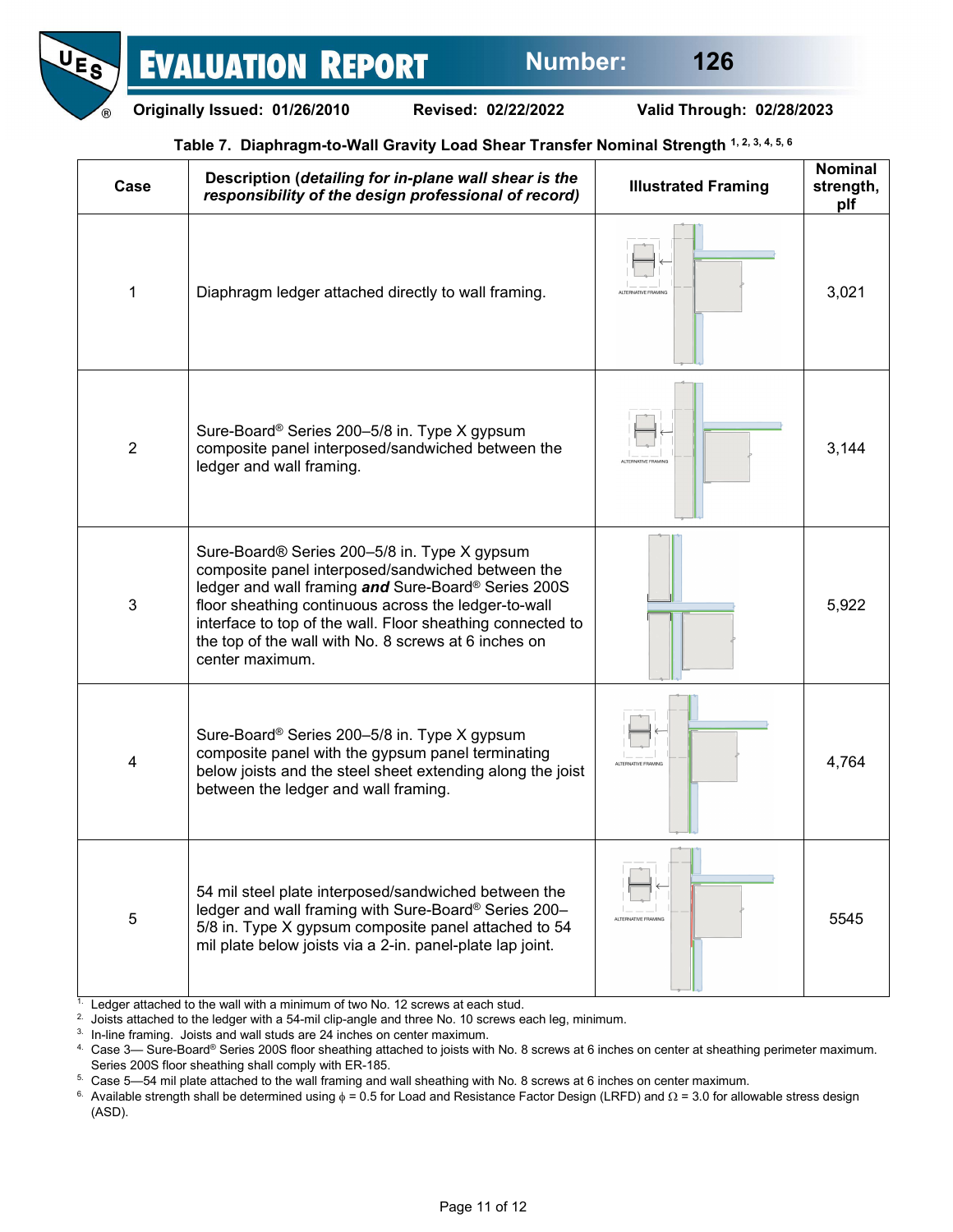### Table 7. Diaphragm-to-Wall Gravity Load Shear Transfer Nominal Strength [1, 2, 3, 4, 5, 6]

| Case | Description (*detailing for in-plane wall shear is the responsibility of the design professional of record*) | Illustrated Framing | Nominal strength, plf |
|---|---|---|---|
| 1 | Diaphragm ledger attached directly to wall framing. | ALTERNATIVE FRAMING | 3,021 |
| 2 | Sure-Board® Series 200–5/8 in. Type X gypsum composite panel interposed/sandwiched between the ledger and wall framing. | ALTERNATIVE FRAMING | 3,144 |
| 3 | Sure-Board® Series 200–5/8 in. Type X gypsum composite panel interposed/sandwiched between the ledger and wall framing ***and*** Sure-Board® Series 200S floor sheathing continuous across the ledger-to-wall interface to top of the wall. Floor sheathing connected to the top of the wall with No. 8 screws at 6 inches on center maximum. | | 5,922 |
| 4 | Sure-Board® Series 200–5/8 in. Type X gypsum composite panel with the gypsum panel terminating below joists and the steel sheet extending along the joist between the ledger and wall framing. | ALTERNATIVE FRAMING | 4,764 |
| 5 | 54 mil steel plate interposed/sandwiched between the ledger and wall framing with Sure-Board® Series 200–5/8 in. Type X gypsum composite panel attached to 54 mil plate below joists via a 2-in. panel-plate lap joint. | ALTERNATIVE FRAMING | 5545 |

1. Ledger attached to the wall with a minimum of two No. 12 screws at each stud.
2. Joists attached to the ledger with a 54-mil clip-angle and three No. 10 screws each leg, minimum.
3. In-line framing. Joists and wall studs are 24 inches on center maximum.
4. Case 3— Sure-Board® Series 200S floor sheathing attached to joists with No. 8 screws at 6 inches on center at sheathing perimeter maximum. Series 200S floor sheathing shall comply with ER-185.
5. Case 5—54 mil plate attached to the wall framing and wall sheathing with No. 8 screws at 6 inches on center maximum.
6. Available strength shall be determined using $\phi$ = 0.5 for Load and Resistance Factor Design (LRFD) and $\Omega$ = 3.0 for allowable stress design (ASD).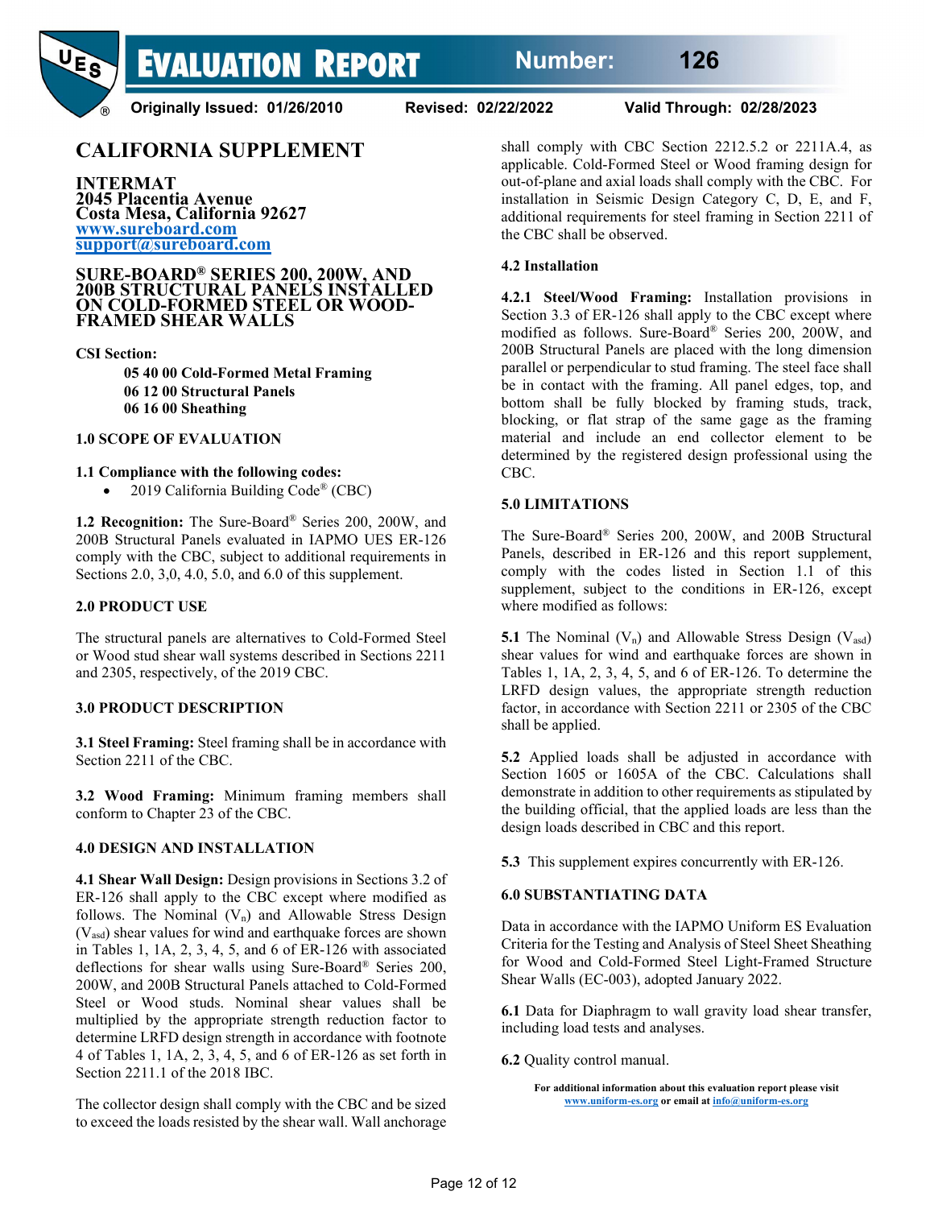# EVALUATION REPORT Number: 126

**Originally Issued: 01/26/2010 Revised: 02/22/2022 Valid Through: 02/28/2023**

## CALIFORNIA SUPPLEMENT

**INTERMAT**
**2045 Placentia Avenue**
**Costa Mesa, California 92627**
**www.sureboard.com**
**support@sureboard.com**

## SURE-BOARD® SERIES 200, 200W, AND 200B STRUCTURAL PANELS INSTALLED ON COLD-FORMED STEEL OR WOOD-FRAMED SHEAR WALLS

**CSI Section:**

**05 40 00 Cold-Formed Metal Framing**
**06 12 00 Structural Panels**
**06 16 00 Sheathing**

### 1.0 SCOPE OF EVALUATION

**1.1 Compliance with the following codes:**

- 2019 California Building Code® (CBC)

**1.2 Recognition:** The Sure-Board® Series 200, 200W, and 200B Structural Panels evaluated in IAPMO UES ER-126 comply with the CBC, subject to additional requirements in Sections 2.0, 3,0, 4.0, 5.0, and 6.0 of this supplement.

### 2.0 PRODUCT USE

The structural panels are alternatives to Cold-Formed Steel or Wood stud shear wall systems described in Sections 2211 and 2305, respectively, of the 2019 CBC.

### 3.0 PRODUCT DESCRIPTION

**3.1 Steel Framing:** Steel framing shall be in accordance with Section 2211 of the CBC.

**3.2 Wood Framing:** Minimum framing members shall conform to Chapter 23 of the CBC.

### 4.0 DESIGN AND INSTALLATION

**4.1 Shear Wall Design:** Design provisions in Sections 3.2 of ER-126 shall apply to the CBC except where modified as follows. The Nominal ($V_n$) and Allowable Stress Design ($V_{asd}$) shear values for wind and earthquake forces are shown in Tables 1, 1A, 2, 3, 4, 5, and 6 of ER-126 with associated deflections for shear walls using Sure-Board® Series 200, 200W, and 200B Structural Panels attached to Cold-Formed Steel or Wood studs. Nominal shear values shall be multiplied by the appropriate strength reduction factor to determine LRFD design strength in accordance with footnote 4 of Tables 1, 1A, 2, 3, 4, 5, and 6 of ER-126 as set forth in Section 2211.1 of the 2018 IBC.

The collector design shall comply with the CBC and be sized to exceed the loads resisted by the shear wall. Wall anchorage shall comply with CBC Section 2212.5.2 or 2211A.4, as applicable. Cold-Formed Steel or Wood framing design for out-of-plane and axial loads shall comply with the CBC. For installation in Seismic Design Category C, D, E, and F, additional requirements for steel framing in Section 2211 of the CBC shall be observed.

**4.2 Installation**

**4.2.1 Steel/Wood Framing:** Installation provisions in Section 3.3 of ER-126 shall apply to the CBC except where modified as follows. Sure-Board® Series 200, 200W, and 200B Structural Panels are placed with the long dimension parallel or perpendicular to stud framing. The steel face shall be in contact with the framing. All panel edges, top, and bottom shall be fully blocked by framing studs, track, blocking, or flat strap of the same gage as the framing material and include an end collector element to be determined by the registered design professional using the CBC.

### 5.0 LIMITATIONS

The Sure-Board® Series 200, 200W, and 200B Structural Panels, described in ER-126 and this report supplement, comply with the codes listed in Section 1.1 of this supplement, subject to the conditions in ER-126, except where modified as follows:

**5.1** The Nominal ($V_n$) and Allowable Stress Design ($V_{asd}$) shear values for wind and earthquake forces are shown in Tables 1, 1A, 2, 3, 4, 5, and 6 of ER-126. To determine the LRFD design values, the appropriate strength reduction factor, in accordance with Section 2211 or 2305 of the CBC shall be applied.

**5.2** Applied loads shall be adjusted in accordance with Section 1605 or 1605A of the CBC. Calculations shall demonstrate in addition to other requirements as stipulated by the building official, that the applied loads are less than the design loads described in CBC and this report.

**5.3** This supplement expires concurrently with ER-126.

### 6.0 SUBSTANTIATING DATA

Data in accordance with the IAPMO Uniform ES Evaluation Criteria for the Testing and Analysis of Steel Sheet Sheathing for Wood and Cold-Formed Steel Light-Framed Structure Shear Walls (EC-003), adopted January 2022.

**6.1** Data for Diaphragm to wall gravity load shear transfer, including load tests and analyses.

**6.2** Quality control manual.

**For additional information about this evaluation report please visit www.uniform-es.org or email at info@uniform-es.org**